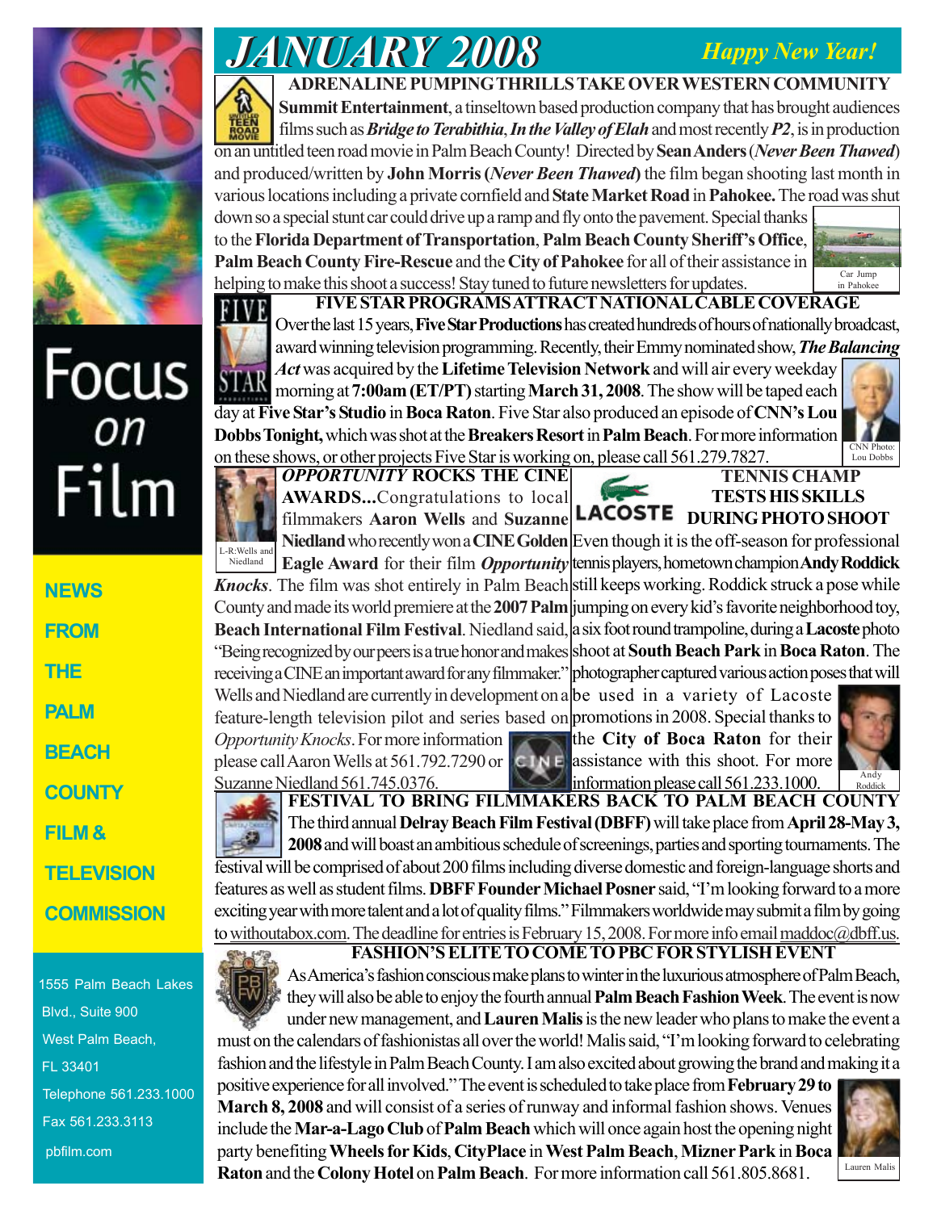# JANUARY 2008

*Happy New Year!*

Focus *on* Film

NEWS FROM THE PALM BEACH COUNTY FILM & TELEVISION COMMISSION

1555 Palm Beach Lakes Blvd., Suite 900
West Palm Beach, FL 33401
Telephone 561.233.1000
Fax 561.233.3113
pbfilm.com

## ADRENALINE PUMPING THRILLS TAKE OVER WESTERN COMMUNITY

**Summit Entertainment**, a tinseltown based production company that has brought audiences films such as ***Bridge to Terabithia***, ***In the Valley of Elah*** and most recently ***P2***, is in production on an untitled teen road movie in Palm Beach County! Directed by **Sean Anders** (*Never Been Thawed*) and produced/written by **John Morris** (***Never Been Thawed***) the film began shooting last month in various locations including a private cornfield and **State Market Road** in **Pahokee.** The road was shut down so a special stunt car could drive up a ramp and fly onto the pavement. Special thanks to the **Florida Department of Transportation**, **Palm Beach County Sheriff's Office**, **Palm Beach County Fire-Rescue** and the **City of Pahokee** for all of their assistance in helping to make this shoot a success! Stay tuned to future newsletters for updates.

Car Jump in Pahokee

## FIVE STAR PROGRAMS ATTRACT NATIONAL CABLE COVERAGE

Over the last 15 years, **Five Star Productions** has created hundreds of hours of nationally broadcast, award winning television programming. Recently, their Emmy nominated show, ***The Balancing Act*** was acquired by the **Lifetime Television Network** and will air every weekday morning at **7:00am (ET/PT)** starting **March 31, 2008**. The show will be taped each day at **Five Star's Studio** in **Boca Raton**. Five Star also produced an episode of **CNN's Lou Dobbs Tonight,** which was shot at the **Breakers Resort** in **Palm Beach**. For more information on these shows, or other projects Five Star is working on, please call 561.279.7827.

CNN Photo: Lou Dobbs

## *OPPORTUNITY* ROCKS THE CINE AWARDS...

Congratulations to local filmmakers **Aaron Wells** and **Suzanne Niedland** who recently won a **CINE Golden Eagle Award** for their film ***Opportunity Knocks***. The film was shot entirely in Palm Beach County and made its world premiere at the **2007 Palm Beach International Film Festival**. Niedland said, "Being recognized by our peers is a true honor and makes receiving a CINE an important award for any filmmaker." Wells and Niedland are currently in development on a feature-length television pilot and series based on *Opportunity Knocks*. For more information please call Aaron Wells at 561.792.7290 or Suzanne Niedland 561.745.0376.

L-R: Wells and Niedland

## TENNIS CHAMP TESTS HIS SKILLS DURING PHOTO SHOOT

Even though it is the off-season for professional tennis players, hometown champion **Andy Roddick** still keeps working. Roddick struck a pose while jumping on every kid's favorite neighborhood toy, a six foot round trampoline, during a **Lacoste** photo shoot at **South Beach Park** in **Boca Raton**. The photographer captured various action poses that will be used in a variety of Lacoste promotions in 2008. Special thanks to the **City of Boca Raton** for their assistance with this shoot. For more information please call 561.233.1000.

Andy Roddick

## FESTIVAL TO BRING FILMMAKERS BACK TO PALM BEACH COUNTY

The third annual **Delray Beach Film Festival (DBFF)** will take place from **April 28-May 3, 2008** and will boast an ambitious schedule of screenings, parties and sporting tournaments. The festival will be comprised of about 200 films including diverse domestic and foreign-language shorts and features as well as student films. **DBFF Founder Michael Posner** said, "I'm looking forward to a more exciting year with more talent and a lot of quality films." Filmmakers worldwide may submit a film by going to withoutabox.com. The deadline for entries is February 15, 2008. For more info email maddoc@dbff.us.

## FASHION'S ELITE TO COME TO PBC FOR STYLISH EVENT

As America's fashion conscious make plans to winter in the luxurious atmosphere of Palm Beach, they will also be able to enjoy the fourth annual **Palm Beach Fashion Week**. The event is now under new management, and **Lauren Malis** is the new leader who plans to make the event a must on the calendars of fashionistas all over the world! Malis said, "I'm looking forward to celebrating fashion and the lifestyle in Palm Beach County. I am also excited about growing the brand and making it a positive experience for all involved." The event is scheduled to take place from **February 29 to March 8, 2008** and will consist of a series of runway and informal fashion shows. Venues include the **Mar-a-Lago Club** of **Palm Beach** which will once again host the opening night party benefiting **Wheels for Kids**, **CityPlace** in **West Palm Beach**, **Mizner Park** in **Boca Raton** and the **Colony Hotel** on **Palm Beach**. For more information call 561.805.8681.

Lauren Malis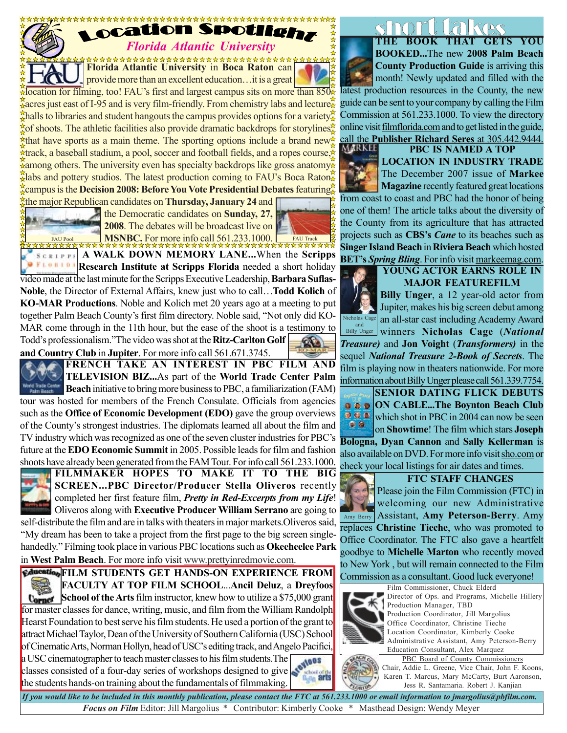# Location Spotlight

## *Florida Atlantic University*

**Florida Atlantic University** in **Boca Raton** can provide more than an excellent education…it is a great location for filming, too! FAU's first and largest campus sits on more than 850 acres just east of I-95 and is very film-friendly. From chemistry labs and lecture halls to libraries and student hangouts the campus provides options for a variety of shoots. The athletic facilities also provide dramatic backdrops for storylines that have sports as a main theme. The sporting options include a brand new track, a baseball stadium, a pool, soccer and football fields, and a ropes course, among others. The university even has specialty backdrops like gross anatomy labs and pottery studios. The latest production coming to FAU's Boca Raton campus is the **Decision 2008: Before You Vote Presidential Debates** featuring the major Republican candidates on **Thursday, January 24** and the Democratic candidates on **Sunday, 27, 2008**. The debates will be broadcast live on **MSNBC.** For more info call 561.233.1000.

FAU Pool

FAU Track

**A WALK DOWN MEMORY LANE...**When the **Scripps Research Institute at Scripps Florida** needed a short holiday video made at the last minute for the Scripps Executive Leadership, **Barbara Suflas-Noble**, the Director of External Affairs, knew just who to call…**Todd Kolich** of **KO-MAR Productions**. Noble and Kolich met 20 years ago at a meeting to put together Palm Beach County's first film directory. Noble said, "Not only did KO-MAR come through in the 11th hour, but the ease of the shoot is a testimony to Todd's professionalism."The video was shot at the **Ritz-Carlton Golf and Country Club** in **Jupiter**. For more info call 561.671.3745.

**FRENCH TAKE AN INTEREST IN PBC FILM AND TELEVISION BIZ...**As part of the **World Trade Center Palm Beach** initiative to bring more business to PBC, a familiarization (FAM) tour was hosted for members of the French Consulate. Officials from agencies such as the **Office of Economic Development (EDO)** gave the group overviews of the County's strongest industries. The diplomats learned all about the film and TV industry which was recognized as one of the seven cluster industries for PBC's future at the **EDO Economic Summit** in 2005. Possible leads for film and fashion shoots have already been generated from the FAM Tour. For info call 561.233.1000.

**FILMMAKER HOPES TO MAKE IT TO THE BIG SCREEN...PBC Director/Producer Stella Oliveros** recently completed her first feature film, ***Pretty in Red-Excerpts from my Life***! Oliveros along with **Executive Producer William Serrano** are going to self-distribute the film and are in talks with theaters in major markets.Oliveros said, "My dream has been to take a project from the first page to the big screen single-handedly." Filming took place in various PBC locations such as **Okeeheelee Park** in **West Palm Beach**. For more info visit www.prettyinredmovie.com.

**FILM STUDENTS GET HANDS-ON EXPERIENCE FROM FACULTY AT TOP FILM SCHOOL**...**Ancil Deluz**, a **Dreyfoos School of the Arts** film instructor, knew how to utilize a $75,000 grant for master classes for dance, writing, music, and film from the William Randolph Hearst Foundation to best serve his film students. He used a portion of the grant to attract Michael Taylor, Dean of the University of Southern California (USC) School of Cinematic Arts, Norman Hollyn, head of USC's editing track, and Angelo Pacifici, a USC cinematographer to teach master classes to his film students.The classes consisted of a four-day series of workshops designed to give the students hands-on training about the fundamentals of filmmaking.

# short takes

**THE BOOK THAT GETS YOU BOOKED...**The new **2008 Palm Beach County Production Guide** is arriving this month! Newly updated and filled with the latest production resources in the County, the new guide can be sent to your company by calling the Film Commission at 561.233.1000. To view the directory online visit filmflorida.com and to get listed in the guide, call the **Publisher Richard Seres** at 305.442.9444.

**PBC IS NAMED A TOP LOCATION IN INDUSTRY TRADE** The December 2007 issue of **Markee Magazine** recently featured great locations from coast to coast and PBC had the honor of being one of them! The article talks about the diversity of the County from its agriculture that has attracted projects such as **CBS's *Cane*** to its beaches such as **Singer Island Beach** in **Riviera Beach** which hosted **BET's *Spring Bling***. For info visit markeemag.com.

**YOUNG ACTOR EARNS ROLE IN MAJOR FEATUREFILM**

Nicholas Cage and Billy Unger

**Billy Unger**, a 12 year-old actor from Jupiter, makes his big screen debut among an all-star cast including Academy Award winners **Nicholas Cage** (***National Treasure)*** and **Jon Voight** (***Transformers)*** in the sequel ***National Treasure 2-Book of Secrets***. The film is playing now in theaters nationwide. For more information about Billy Unger please call 561.339.7754.

**SENIOR DATING FLICK DEBUTS ON CABLE...The Boynton Beach Club** which shot in PBC in 2004 can now be seen on **Showtime**! The film which stars **Joseph Bologna, Dyan Cannon** and **Sally Kellerman** is also available on DVD. For more info visit sho.com or check your local listings for air dates and times.

**FTC STAFF CHANGES**

Amy Berry

Please join the Film Commission (FTC) in welcoming our new Administrative Assistant, **Amy Peterson-Berry**. Amy replaces **Christine Tieche**, who was promoted to Office Coordinator. The FTC also gave a heartfelt goodbye to **Michelle Marton** who recently moved to New York , but will remain connected to the Film Commission as a consultant. Good luck everyone!

Film Commissioner, Chuck Elderd
Director of Ops. and Programs, Michelle Hillery
Production Manager, TBD
Production Coordinator, Jill Margolius
Office Coordinator, Christine Tieche
Location Coordinator, Kimberly Cooke
Administrative Assistant, Amy Peterson-Berry
Education Consultant, Alex Marquez

PBC Board of County Commissioners
Chair, Addie L. Greene, Vice Chair, John F. Koons, Karen T. Marcus, Mary McCarty, Burt Aaronson, Jess R. Santamaria. Robert J. Kanjian

*If you would like to be included in this monthly publication, please contact the FTC at 561.233.1000 or email information to jmargolius@pbfilm.com.*

***Focus on Film*** Editor: Jill Margolius * Contributor: Kimberly Cooke * Masthead Design: Wendy Meyer